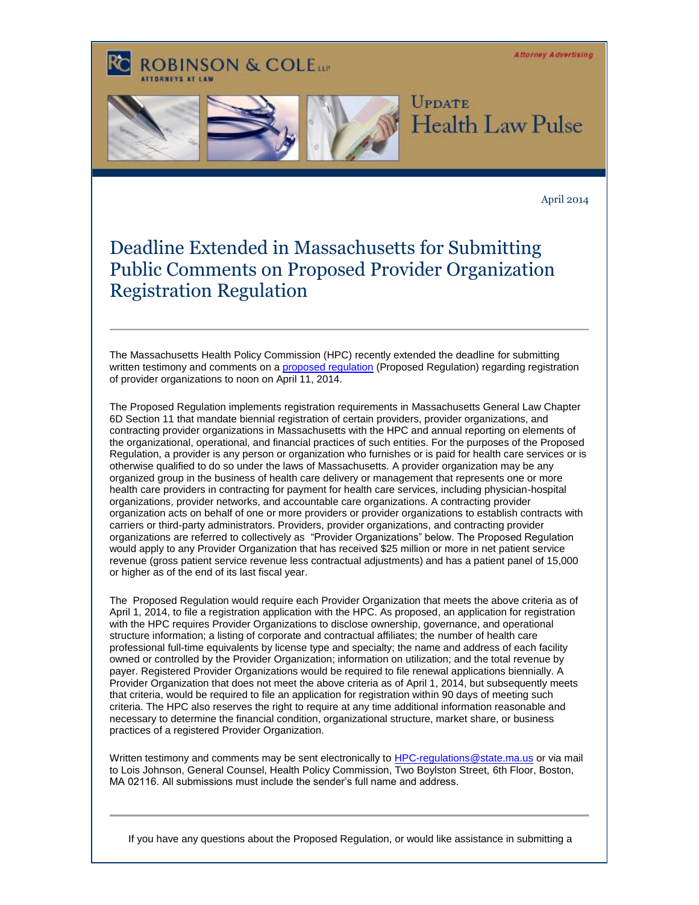ROBINSON & COLE LLP
ATTORNEYS AT LAW

Attorney Advertising

Update
Health Law Pulse

April 2014

# Deadline Extended in Massachusetts for Submitting Public Comments on Proposed Provider Organization Registration Regulation

---

The Massachusetts Health Policy Commission (HPC) recently extended the deadline for submitting written testimony and comments on a proposed regulation (Proposed Regulation) regarding registration of provider organizations to noon on April 11, 2014.

The Proposed Regulation implements registration requirements in Massachusetts General Law Chapter 6D Section 11 that mandate biennial registration of certain providers, provider organizations, and contracting provider organizations in Massachusetts with the HPC and annual reporting on elements of the organizational, operational, and financial practices of such entities. For the purposes of the Proposed Regulation, a provider is any person or organization who furnishes or is paid for health care services or is otherwise qualified to do so under the laws of Massachusetts. A provider organization may be any organized group in the business of health care delivery or management that represents one or more health care providers in contracting for payment for health care services, including physician-hospital organizations, provider networks, and accountable care organizations. A contracting provider organization acts on behalf of one or more providers or provider organizations to establish contracts with carriers or third-party administrators. Providers, provider organizations, and contracting provider organizations are referred to collectively as "Provider Organizations" below. The Proposed Regulation would apply to any Provider Organization that has received $25 million or more in net patient service revenue (gross patient service revenue less contractual adjustments) and has a patient panel of 15,000 or higher as of the end of its last fiscal year.

The Proposed Regulation would require each Provider Organization that meets the above criteria as of April 1, 2014, to file a registration application with the HPC. As proposed, an application for registration with the HPC requires Provider Organizations to disclose ownership, governance, and operational structure information; a listing of corporate and contractual affiliates; the number of health care professional full-time equivalents by license type and specialty; the name and address of each facility owned or controlled by the Provider Organization; information on utilization; and the total revenue by payer. Registered Provider Organizations would be required to file renewal applications biennially. A Provider Organization that does not meet the above criteria as of April 1, 2014, but subsequently meets that criteria, would be required to file an application for registration within 90 days of meeting such criteria. The HPC also reserves the right to require at any time additional information reasonable and necessary to determine the financial condition, organizational structure, market share, or business practices of a registered Provider Organization.

Written testimony and comments may be sent electronically to HPC-regulations@state.ma.us or via mail to Lois Johnson, General Counsel, Health Policy Commission, Two Boylston Street, 6th Floor, Boston, MA 02116. All submissions must include the sender's full name and address.

---

If you have any questions about the Proposed Regulation, or would like assistance in submitting a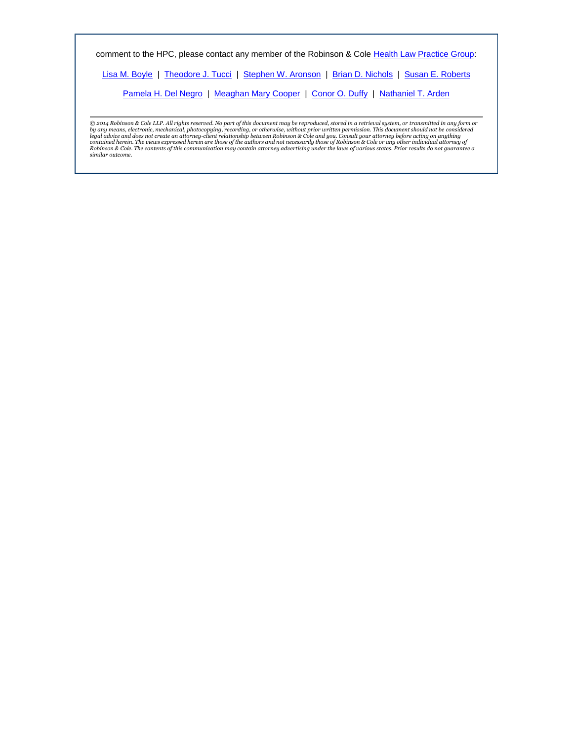comment to the HPC, please contact any member of the Robinson & Cole Health Law Practice Group:

Lisa M. Boyle | Theodore J. Tucci | Stephen W. Aronson | Brian D. Nichols | Susan E. Roberts

Pamela H. Del Negro | Meaghan Mary Cooper | Conor O. Duffy | Nathaniel T. Arden

---

*© 2014 Robinson & Cole LLP. All rights reserved. No part of this document may be reproduced, stored in a retrieval system, or transmitted in any form or by any means, electronic, mechanical, photocopying, recording, or otherwise, without prior written permission. This document should not be considered legal advice and does not create an attorney-client relationship between Robinson & Cole and you. Consult your attorney before acting on anything contained herein. The views expressed herein are those of the authors and not necessarily those of Robinson & Cole or any other individual attorney of Robinson & Cole. The contents of this communication may contain attorney advertising under the laws of various states. Prior results do not guarantee a similar outcome.*